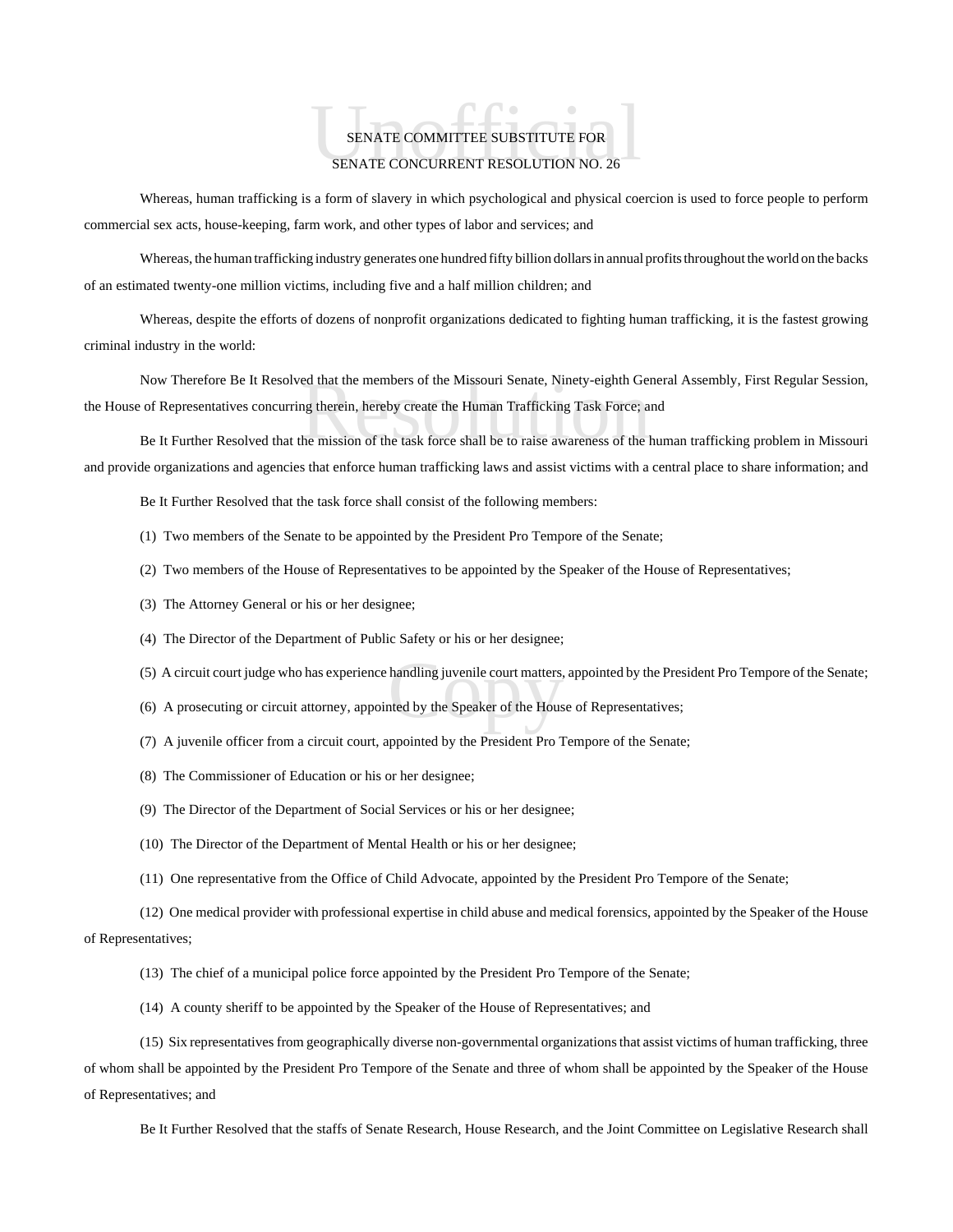# SENATE COMMITTEE SUBSTITUTE FOR
# SENATE CONCURRENT RESOLUTION NO. 26

Whereas, human trafficking is a form of slavery in which psychological and physical coercion is used to force people to perform commercial sex acts, house-keeping, farm work, and other types of labor and services; and

Whereas, the human trafficking industry generates one hundred fifty billion dollars in annual profits throughout the world on the backs of an estimated twenty-one million victims, including five and a half million children; and

Whereas, despite the efforts of dozens of nonprofit organizations dedicated to fighting human trafficking, it is the fastest growing criminal industry in the world:

Now Therefore Be It Resolved that the members of the Missouri Senate, Ninety-eighth General Assembly, First Regular Session, the House of Representatives concurring therein, hereby create the Human Trafficking Task Force; and

Be It Further Resolved that the mission of the task force shall be to raise awareness of the human trafficking problem in Missouri and provide organizations and agencies that enforce human trafficking laws and assist victims with a central place to share information; and

Be It Further Resolved that the task force shall consist of the following members:

(1) Two members of the Senate to be appointed by the President Pro Tempore of the Senate;

(2) Two members of the House of Representatives to be appointed by the Speaker of the House of Representatives;

(3) The Attorney General or his or her designee;

(4) The Director of the Department of Public Safety or his or her designee;

(5) A circuit court judge who has experience handling juvenile court matters, appointed by the President Pro Tempore of the Senate;

(6) A prosecuting or circuit attorney, appointed by the Speaker of the House of Representatives;

(7) A juvenile officer from a circuit court, appointed by the President Pro Tempore of the Senate;

(8) The Commissioner of Education or his or her designee;

(9) The Director of the Department of Social Services or his or her designee;

(10) The Director of the Department of Mental Health or his or her designee;

(11) One representative from the Office of Child Advocate, appointed by the President Pro Tempore of the Senate;

(12) One medical provider with professional expertise in child abuse and medical forensics, appointed by the Speaker of the House of Representatives;

(13) The chief of a municipal police force appointed by the President Pro Tempore of the Senate;

(14) A county sheriff to be appointed by the Speaker of the House of Representatives; and

(15) Six representatives from geographically diverse non-governmental organizations that assist victims of human trafficking, three of whom shall be appointed by the President Pro Tempore of the Senate and three of whom shall be appointed by the Speaker of the House of Representatives; and

Be It Further Resolved that the staffs of Senate Research, House Research, and the Joint Committee on Legislative Research shall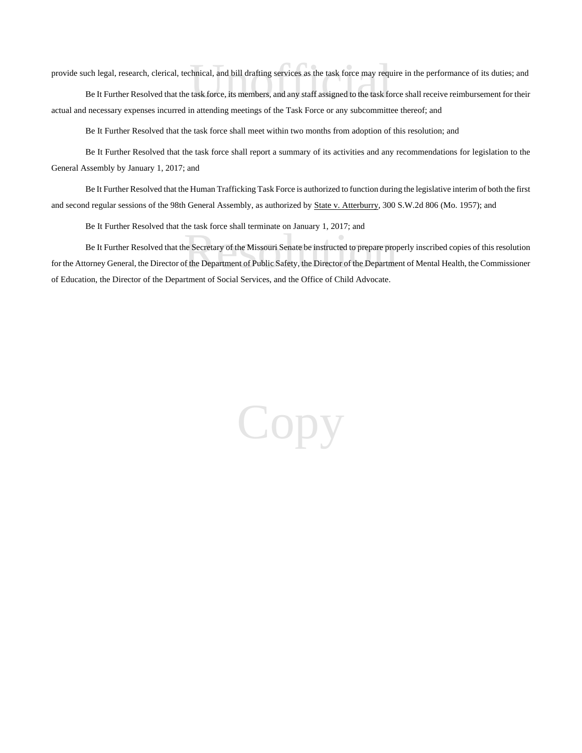provide such legal, research, clerical, technical, and bill drafting services as the task force may require in the performance of its duties; and

Be It Further Resolved that the task force, its members, and any staff assigned to the task force shall receive reimbursement for their actual and necessary expenses incurred in attending meetings of the Task Force or any subcommittee thereof; and

Be It Further Resolved that the task force shall meet within two months from adoption of this resolution; and

Be It Further Resolved that the task force shall report a summary of its activities and any recommendations for legislation to the General Assembly by January 1, 2017; and

Be It Further Resolved that the Human Trafficking Task Force is authorized to function during the legislative interim of both the first and second regular sessions of the 98th General Assembly, as authorized by State v. Atterburry, 300 S.W.2d 806 (Mo. 1957); and

Be It Further Resolved that the task force shall terminate on January 1, 2017; and

Be It Further Resolved that the Secretary of the Missouri Senate be instructed to prepare properly inscribed copies of this resolution for the Attorney General, the Director of the Department of Public Safety, the Director of the Department of Mental Health, the Commissioner of Education, the Director of the Department of Social Services, and the Office of Child Advocate.